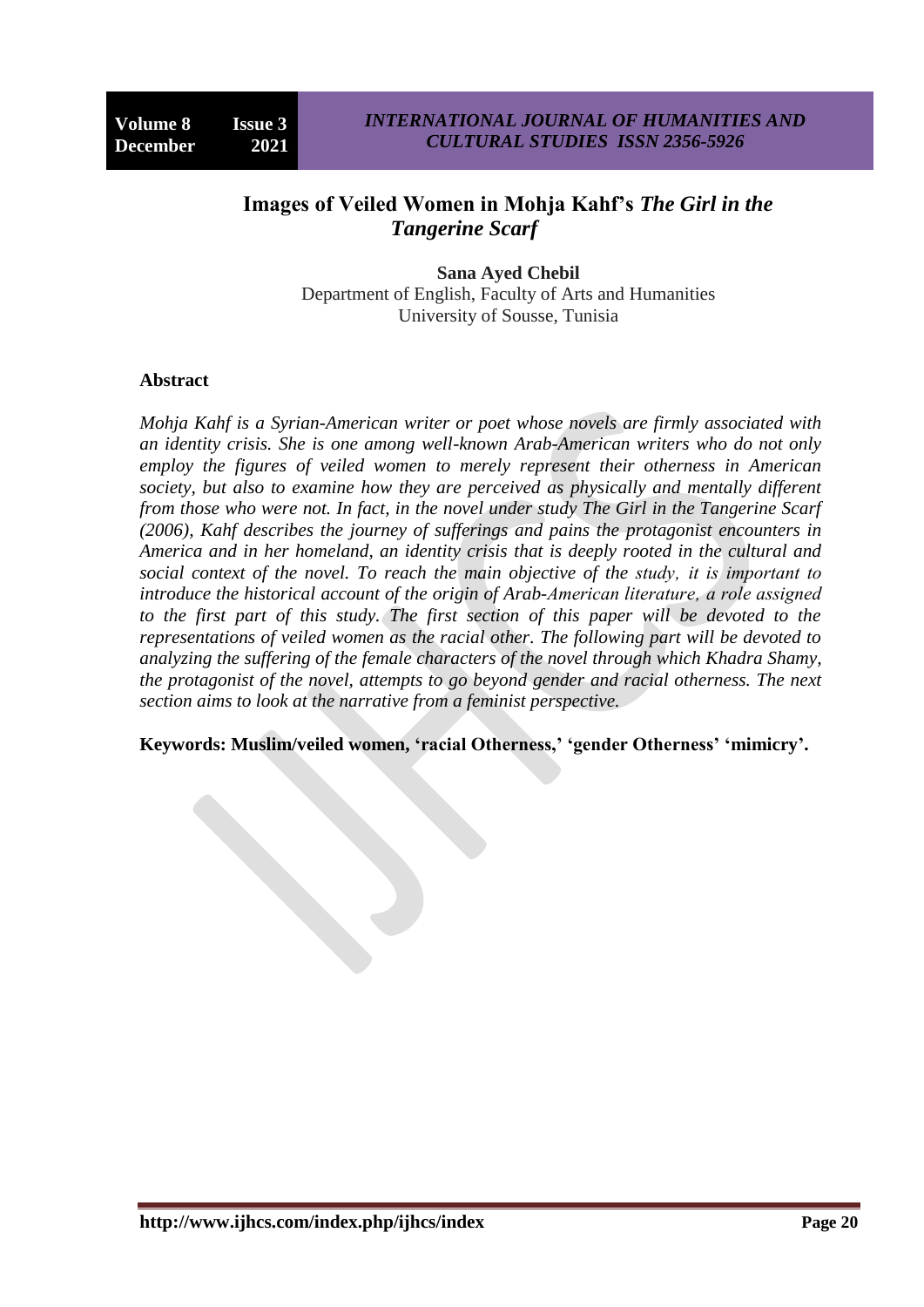# Images of Veiled Women in Mohja Kahf's *The Girl in the Tangerine Scarf*

**Sana Ayed Chebil**
Department of English, Faculty of Arts and Humanities
University of Sousse, Tunisia

## Abstract

*Mohja Kahf is a Syrian-American writer or poet whose novels are firmly associated with an identity crisis. She is one among well-known Arab-American writers who do not only employ the figures of veiled women to merely represent their otherness in American society, but also to examine how they are perceived as physically and mentally different from those who were not. In fact, in the novel under study The Girl in the Tangerine Scarf (2006), Kahf describes the journey of sufferings and pains the protagonist encounters in America and in her homeland, an identity crisis that is deeply rooted in the cultural and social context of the novel. To reach the main objective of the study, it is important to introduce the historical account of the origin of Arab-American literature, a role assigned to the first part of this study. The first section of this paper will be devoted to the representations of veiled women as the racial other. The following part will be devoted to analyzing the suffering of the female characters of the novel through which Khadra Shamy, the protagonist of the novel, attempts to go beyond gender and racial otherness. The next section aims to look at the narrative from a feminist perspective.*

**Keywords: Muslim/veiled women, 'racial Otherness,' 'gender Otherness' 'mimicry'.**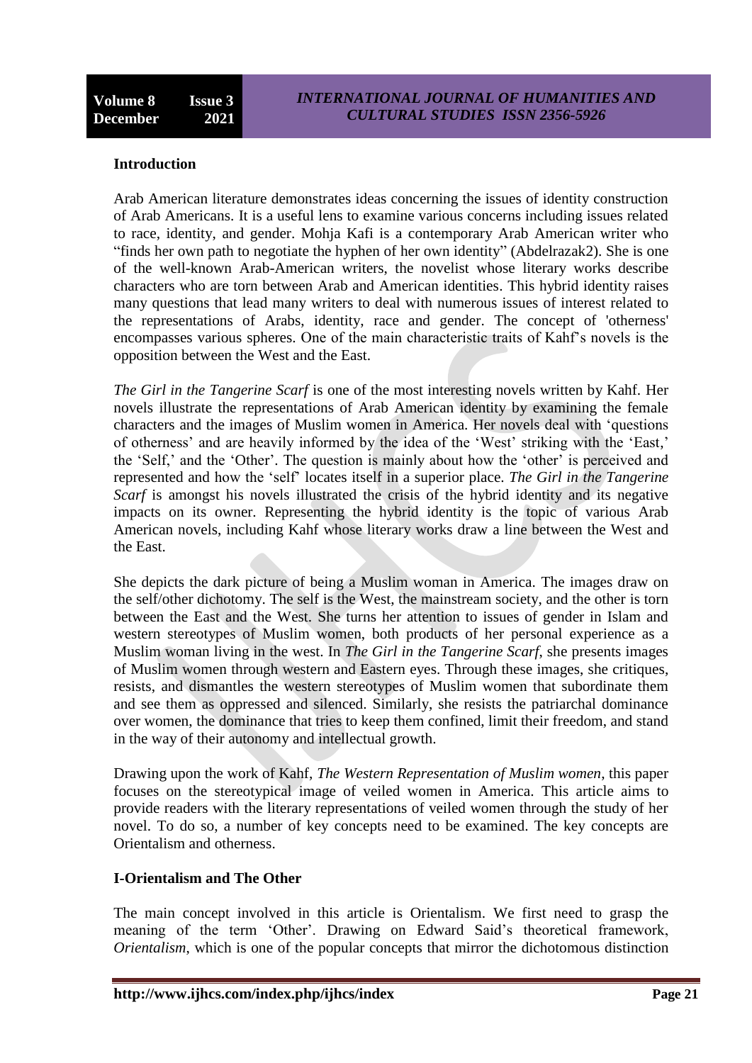## Introduction

Arab American literature demonstrates ideas concerning the issues of identity construction of Arab Americans. It is a useful lens to examine various concerns including issues related to race, identity, and gender. Mohja Kafi is a contemporary Arab American writer who "finds her own path to negotiate the hyphen of her own identity" (Abdelrazak2). She is one of the well-known Arab-American writers, the novelist whose literary works describe characters who are torn between Arab and American identities. This hybrid identity raises many questions that lead many writers to deal with numerous issues of interest related to the representations of Arabs, identity, race and gender. The concept of 'otherness' encompasses various spheres. One of the main characteristic traits of Kahf's novels is the opposition between the West and the East.

*The Girl in the Tangerine Scarf* is one of the most interesting novels written by Kahf. Her novels illustrate the representations of Arab American identity by examining the female characters and the images of Muslim women in America. Her novels deal with 'questions of otherness' and are heavily informed by the idea of the 'West' striking with the 'East,' the 'Self,' and the 'Other'. The question is mainly about how the 'other' is perceived and represented and how the 'self' locates itself in a superior place. *The Girl in the Tangerine Scarf* is amongst his novels illustrated the crisis of the hybrid identity and its negative impacts on its owner. Representing the hybrid identity is the topic of various Arab American novels, including Kahf whose literary works draw a line between the West and the East.

She depicts the dark picture of being a Muslim woman in America. The images draw on the self/other dichotomy. The self is the West, the mainstream society, and the other is torn between the East and the West. She turns her attention to issues of gender in Islam and western stereotypes of Muslim women, both products of her personal experience as a Muslim woman living in the west. In *The Girl in the Tangerine Scarf*, she presents images of Muslim women through western and Eastern eyes. Through these images, she critiques, resists, and dismantles the western stereotypes of Muslim women that subordinate them and see them as oppressed and silenced. Similarly, she resists the patriarchal dominance over women, the dominance that tries to keep them confined, limit their freedom, and stand in the way of their autonomy and intellectual growth.

Drawing upon the work of Kahf, *The Western Representation of Muslim women*, this paper focuses on the stereotypical image of veiled women in America. This article aims to provide readers with the literary representations of veiled women through the study of her novel. To do so, a number of key concepts need to be examined. The key concepts are Orientalism and otherness.

## I-Orientalism and The Other

The main concept involved in this article is Orientalism. We first need to grasp the meaning of the term 'Other'. Drawing on Edward Said's theoretical framework, *Orientalism*, which is one of the popular concepts that mirror the dichotomous distinction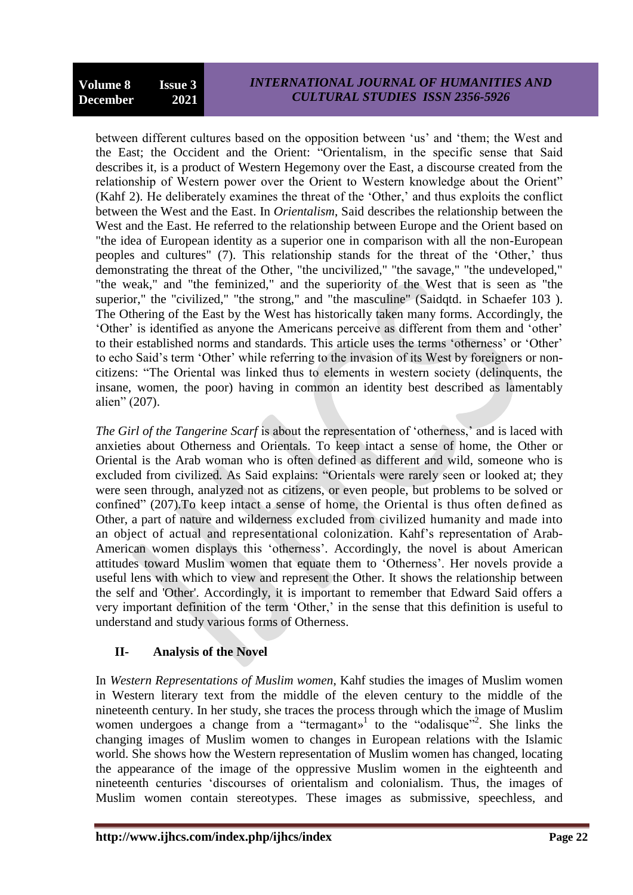between different cultures based on the opposition between 'us' and 'them; the West and the East; the Occident and the Orient: "Orientalism, in the specific sense that Said describes it, is a product of Western Hegemony over the East, a discourse created from the relationship of Western power over the Orient to Western knowledge about the Orient" (Kahf 2). He deliberately examines the threat of the 'Other,' and thus exploits the conflict between the West and the East. In *Orientalism*, Said describes the relationship between the West and the East. He referred to the relationship between Europe and the Orient based on "the idea of European identity as a superior one in comparison with all the non-European peoples and cultures" (7). This relationship stands for the threat of the 'Other,' thus demonstrating the threat of the Other, "the uncivilized," "the savage," "the undeveloped," "the weak," and "the feminized," and the superiority of the West that is seen as "the superior," the "civilized," "the strong," and "the masculine" (Saidqtd. in Schaefer 103 ). The Othering of the East by the West has historically taken many forms. Accordingly, the 'Other' is identified as anyone the Americans perceive as different from them and 'other' to their established norms and standards. This article uses the terms 'otherness' or 'Other' to echo Said's term 'Other' while referring to the invasion of its West by foreigners or non-citizens: "The Oriental was linked thus to elements in western society (delinquents, the insane, women, the poor) having in common an identity best described as lamentably alien" (207).

*The Girl of the Tangerine Scarf* is about the representation of 'otherness,' and is laced with anxieties about Otherness and Orientals. To keep intact a sense of home, the Other or Oriental is the Arab woman who is often defined as different and wild, someone who is excluded from civilized. As Said explains: "Orientals were rarely seen or looked at; they were seen through, analyzed not as citizens, or even people, but problems to be solved or confined" (207).To keep intact a sense of home, the Oriental is thus often defined as Other, a part of nature and wilderness excluded from civilized humanity and made into an object of actual and representational colonization. Kahf's representation of Arab-American women displays this 'otherness'. Accordingly, the novel is about American attitudes toward Muslim women that equate them to 'Otherness'. Her novels provide a useful lens with which to view and represent the Other. It shows the relationship between the self and 'Other'. Accordingly, it is important to remember that Edward Said offers a very important definition of the term 'Other,' in the sense that this definition is useful to understand and study various forms of Otherness.

## II- Analysis of the Novel

In *Western Representations of Muslim women*, Kahf studies the images of Muslim women in Western literary text from the middle of the eleven century to the middle of the nineteenth century. In her study, she traces the process through which the image of Muslim women undergoes a change from a "termagant»[1] to the "odalisque"[2]. She links the changing images of Muslim women to changes in European relations with the Islamic world. She shows how the Western representation of Muslim women has changed, locating the appearance of the image of the oppressive Muslim women in the eighteenth and nineteenth centuries 'discourses of orientalism and colonialism. Thus, the images of Muslim women contain stereotypes. These images as submissive, speechless, and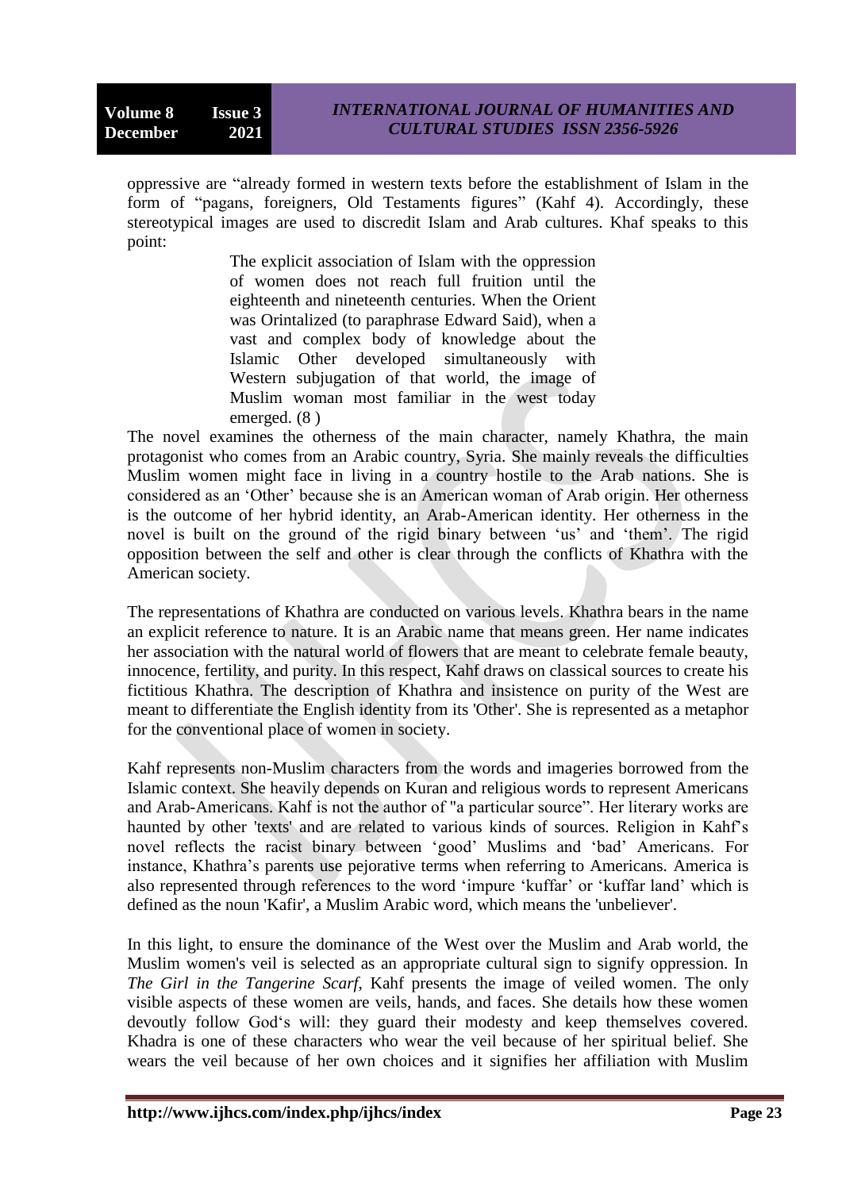oppressive are "already formed in western texts before the establishment of Islam in the form of "pagans, foreigners, Old Testaments figures" (Kahf 4). Accordingly, these stereotypical images are used to discredit Islam and Arab cultures. Khaf speaks to this point:

> The explicit association of Islam with the oppression of women does not reach full fruition until the eighteenth and nineteenth centuries. When the Orient was Orintalized (to paraphrase Edward Said), when a vast and complex body of knowledge about the Islamic Other developed simultaneously with Western subjugation of that world, the image of Muslim woman most familiar in the west today emerged. (8 )

The novel examines the otherness of the main character, namely Khathra, the main protagonist who comes from an Arabic country, Syria. She mainly reveals the difficulties Muslim women might face in living in a country hostile to the Arab nations. She is considered as an 'Other' because she is an American woman of Arab origin. Her otherness is the outcome of her hybrid identity, an Arab-American identity. Her otherness in the novel is built on the ground of the rigid binary between 'us' and 'them'. The rigid opposition between the self and other is clear through the conflicts of Khathra with the American society.

The representations of Khathra are conducted on various levels. Khathra bears in the name an explicit reference to nature. It is an Arabic name that means green. Her name indicates her association with the natural world of flowers that are meant to celebrate female beauty, innocence, fertility, and purity. In this respect, Kahf draws on classical sources to create his fictitious Khathra. The description of Khathra and insistence on purity of the West are meant to differentiate the English identity from its 'Other'. She is represented as a metaphor for the conventional place of women in society.

Kahf represents non-Muslim characters from the words and imageries borrowed from the Islamic context. She heavily depends on Kuran and religious words to represent Americans and Arab-Americans. Kahf is not the author of "a particular source". Her literary works are haunted by other 'texts' and are related to various kinds of sources. Religion in Kahf's novel reflects the racist binary between 'good' Muslims and 'bad' Americans. For instance, Khathra's parents use pejorative terms when referring to Americans. America is also represented through references to the word 'impure 'kuffar' or 'kuffar land' which is defined as the noun 'Kafir', a Muslim Arabic word, which means the 'unbeliever'.

In this light, to ensure the dominance of the West over the Muslim and Arab world, the Muslim women's veil is selected as an appropriate cultural sign to signify oppression. In *The Girl in the Tangerine Scarf*, Kahf presents the image of veiled women. The only visible aspects of these women are veils, hands, and faces. She details how these women devoutly follow God's will: they guard their modesty and keep themselves covered. Khadra is one of these characters who wear the veil because of her spiritual belief. She wears the veil because of her own choices and it signifies her affiliation with Muslim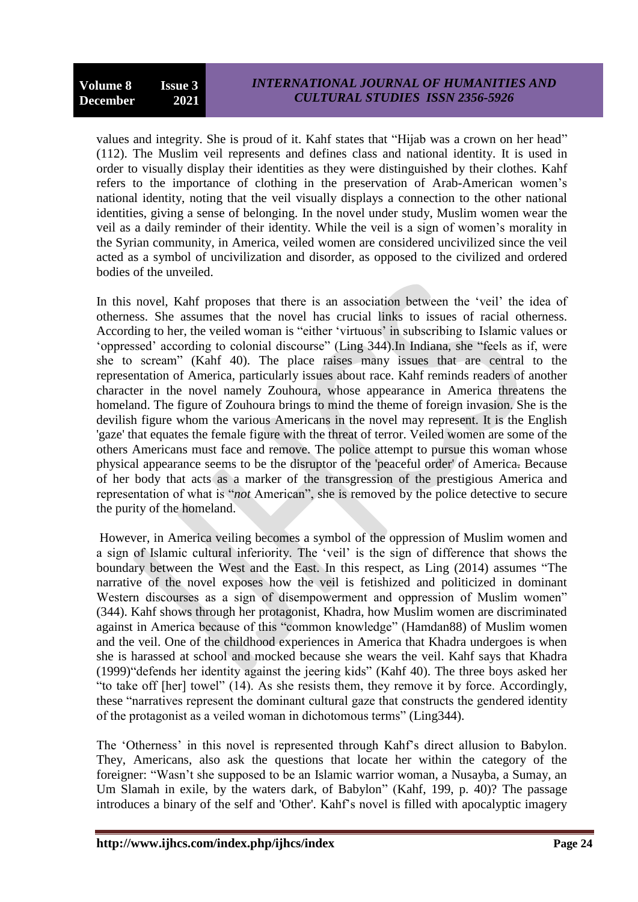values and integrity. She is proud of it. Kahf states that "Hijab was a crown on her head" (112). The Muslim veil represents and defines class and national identity. It is used in order to visually display their identities as they were distinguished by their clothes. Kahf refers to the importance of clothing in the preservation of Arab-American women's national identity, noting that the veil visually displays a connection to the other national identities, giving a sense of belonging. In the novel under study, Muslim women wear the veil as a daily reminder of their identity. While the veil is a sign of women's morality in the Syrian community, in America, veiled women are considered uncivilized since the veil acted as a symbol of uncivilization and disorder, as opposed to the civilized and ordered bodies of the unveiled.

In this novel, Kahf proposes that there is an association between the 'veil' the idea of otherness. She assumes that the novel has crucial links to issues of racial otherness. According to her, the veiled woman is "either 'virtuous' in subscribing to Islamic values or 'oppressed' according to colonial discourse" (Ling 344).In Indiana, she "feels as if, were she to scream" (Kahf 40). The place raises many issues that are central to the representation of America, particularly issues about race. Kahf reminds readers of another character in the novel namely Zouhoura, whose appearance in America threatens the homeland. The figure of Zouhoura brings to mind the theme of foreign invasion. She is the devilish figure whom the various Americans in the novel may represent. It is the English 'gaze' that equates the female figure with the threat of terror. Veiled women are some of the others Americans must face and remove. The police attempt to pursue this woman whose physical appearance seems to be the disruptor of the 'peaceful order' of America. Because of her body that acts as a marker of the transgression of the prestigious America and representation of what is "*not* American", she is removed by the police detective to secure the purity of the homeland.

However, in America veiling becomes a symbol of the oppression of Muslim women and a sign of Islamic cultural inferiority. The 'veil' is the sign of difference that shows the boundary between the West and the East. In this respect, as Ling (2014) assumes "The narrative of the novel exposes how the veil is fetishized and politicized in dominant Western discourses as a sign of disempowerment and oppression of Muslim women" (344). Kahf shows through her protagonist, Khadra, how Muslim women are discriminated against in America because of this "common knowledge" (Hamdan88) of Muslim women and the veil. One of the childhood experiences in America that Khadra undergoes is when she is harassed at school and mocked because she wears the veil. Kahf says that Khadra (1999)"defends her identity against the jeering kids" (Kahf 40). The three boys asked her "to take off [her] towel" (14). As she resists them, they remove it by force. Accordingly, these "narratives represent the dominant cultural gaze that constructs the gendered identity of the protagonist as a veiled woman in dichotomous terms" (Ling344).

The 'Otherness' in this novel is represented through Kahf's direct allusion to Babylon. They, Americans, also ask the questions that locate her within the category of the foreigner: "Wasn't she supposed to be an Islamic warrior woman, a Nusayba, a Sumay, an Um Slamah in exile, by the waters dark, of Babylon" (Kahf, 199, p. 40)? The passage introduces a binary of the self and 'Other'. Kahf's novel is filled with apocalyptic imagery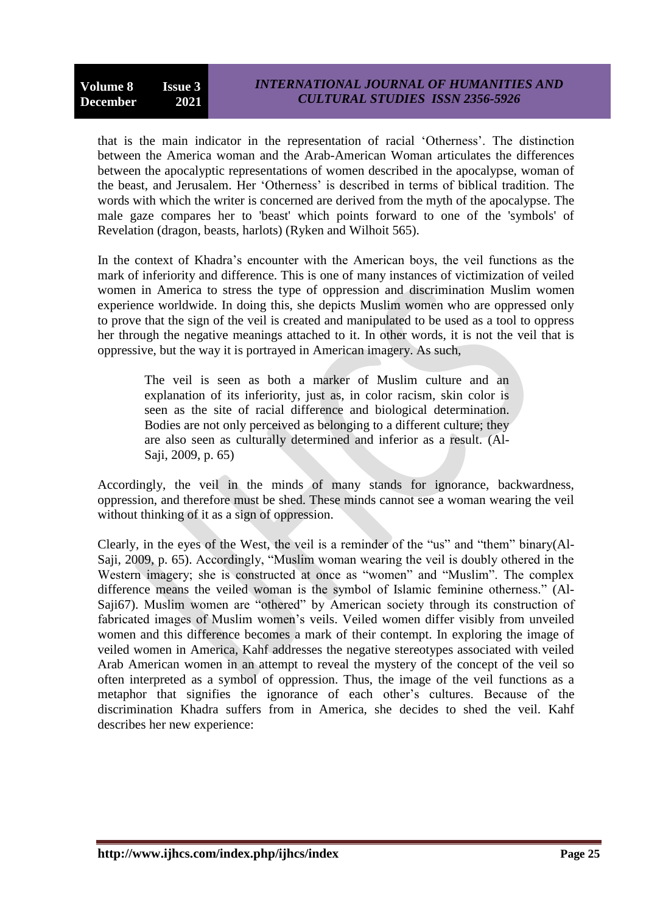that is the main indicator in the representation of racial 'Otherness'. The distinction between the America woman and the Arab-American Woman articulates the differences between the apocalyptic representations of women described in the apocalypse, woman of the beast, and Jerusalem. Her 'Otherness' is described in terms of biblical tradition. The words with which the writer is concerned are derived from the myth of the apocalypse. The male gaze compares her to 'beast' which points forward to one of the 'symbols' of Revelation (dragon, beasts, harlots) (Ryken and Wilhoit 565).

In the context of Khadra's encounter with the American boys, the veil functions as the mark of inferiority and difference. This is one of many instances of victimization of veiled women in America to stress the type of oppression and discrimination Muslim women experience worldwide. In doing this, she depicts Muslim women who are oppressed only to prove that the sign of the veil is created and manipulated to be used as a tool to oppress her through the negative meanings attached to it. In other words, it is not the veil that is oppressive, but the way it is portrayed in American imagery. As such,

> The veil is seen as both a marker of Muslim culture and an explanation of its inferiority, just as, in color racism, skin color is seen as the site of racial difference and biological determination. Bodies are not only perceived as belonging to a different culture; they are also seen as culturally determined and inferior as a result. (Al-Saji, 2009, p. 65)

Accordingly, the veil in the minds of many stands for ignorance, backwardness, oppression, and therefore must be shed. These minds cannot see a woman wearing the veil without thinking of it as a sign of oppression.

Clearly, in the eyes of the West, the veil is a reminder of the "us" and "them" binary(Al-Saji, 2009, p. 65). Accordingly, "Muslim woman wearing the veil is doubly othered in the Western imagery; she is constructed at once as "women" and "Muslim". The complex difference means the veiled woman is the symbol of Islamic feminine otherness." (Al-Saji67). Muslim women are "othered" by American society through its construction of fabricated images of Muslim women's veils. Veiled women differ visibly from unveiled women and this difference becomes a mark of their contempt. In exploring the image of veiled women in America, Kahf addresses the negative stereotypes associated with veiled Arab American women in an attempt to reveal the mystery of the concept of the veil so often interpreted as a symbol of oppression. Thus, the image of the veil functions as a metaphor that signifies the ignorance of each other's cultures. Because of the discrimination Khadra suffers from in America, she decides to shed the veil. Kahf describes her new experience: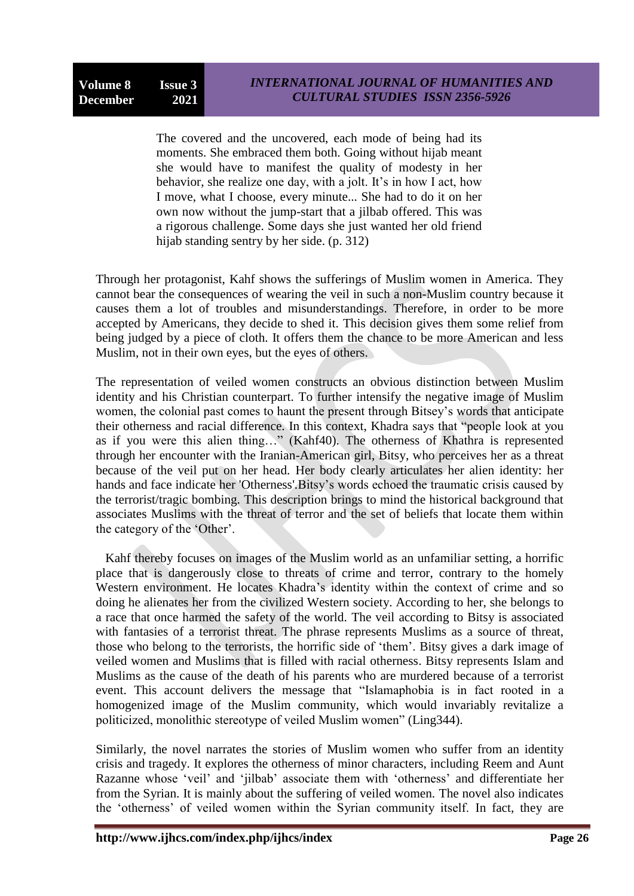> The covered and the uncovered, each mode of being had its moments. She embraced them both. Going without hijab meant she would have to manifest the quality of modesty in her behavior, she realize one day, with a jolt. It's in how I act, how I move, what I choose, every minute... She had to do it on her own now without the jump-start that a jilbab offered. This was a rigorous challenge. Some days she just wanted her old friend hijab standing sentry by her side. (p. 312)

Through her protagonist, Kahf shows the sufferings of Muslim women in America. They cannot bear the consequences of wearing the veil in such a non-Muslim country because it causes them a lot of troubles and misunderstandings. Therefore, in order to be more accepted by Americans, they decide to shed it. This decision gives them some relief from being judged by a piece of cloth. It offers them the chance to be more American and less Muslim, not in their own eyes, but the eyes of others.

The representation of veiled women constructs an obvious distinction between Muslim identity and his Christian counterpart. To further intensify the negative image of Muslim women, the colonial past comes to haunt the present through Bitsey's words that anticipate their otherness and racial difference. In this context, Khadra says that "people look at you as if you were this alien thing…" (Kahf40). The otherness of Khathra is represented through her encounter with the Iranian-American girl, Bitsy, who perceives her as a threat because of the veil put on her head. Her body clearly articulates her alien identity: her hands and face indicate her 'Otherness'.Bitsy's words echoed the traumatic crisis caused by the terrorist/tragic bombing. This description brings to mind the historical background that associates Muslims with the threat of terror and the set of beliefs that locate them within the category of the 'Other'.

Kahf thereby focuses on images of the Muslim world as an unfamiliar setting, a horrific place that is dangerously close to threats of crime and terror, contrary to the homely Western environment. He locates Khadra's identity within the context of crime and so doing he alienates her from the civilized Western society. According to her, she belongs to a race that once harmed the safety of the world. The veil according to Bitsy is associated with fantasies of a terrorist threat. The phrase represents Muslims as a source of threat, those who belong to the terrorists, the horrific side of 'them'. Bitsy gives a dark image of veiled women and Muslims that is filled with racial otherness. Bitsy represents Islam and Muslims as the cause of the death of his parents who are murdered because of a terrorist event. This account delivers the message that "Islamaphobia is in fact rooted in a homogenized image of the Muslim community, which would invariably revitalize a politicized, monolithic stereotype of veiled Muslim women" (Ling344).

Similarly, the novel narrates the stories of Muslim women who suffer from an identity crisis and tragedy. It explores the otherness of minor characters, including Reem and Aunt Razanne whose 'veil' and 'jilbab' associate them with 'otherness' and differentiate her from the Syrian. It is mainly about the suffering of veiled women. The novel also indicates the 'otherness' of veiled women within the Syrian community itself. In fact, they are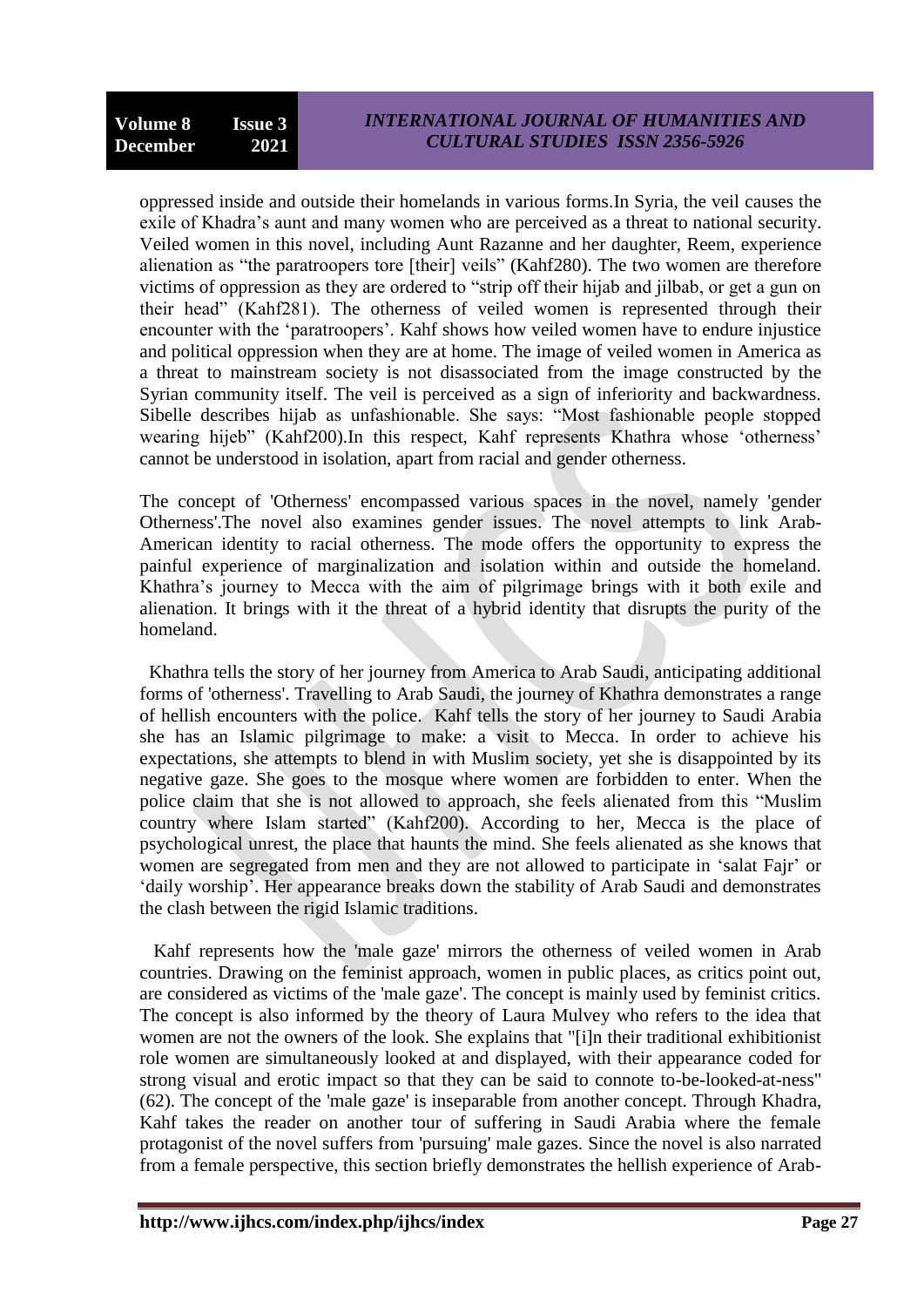oppressed inside and outside their homelands in various forms.In Syria, the veil causes the exile of Khadra's aunt and many women who are perceived as a threat to national security. Veiled women in this novel, including Aunt Razanne and her daughter, Reem, experience alienation as "the paratroopers tore [their] veils" (Kahf280). The two women are therefore victims of oppression as they are ordered to "strip off their hijab and jilbab, or get a gun on their head" (Kahf281). The otherness of veiled women is represented through their encounter with the 'paratroopers'. Kahf shows how veiled women have to endure injustice and political oppression when they are at home. The image of veiled women in America as a threat to mainstream society is not disassociated from the image constructed by the Syrian community itself. The veil is perceived as a sign of inferiority and backwardness. Sibelle describes hijab as unfashionable. She says: "Most fashionable people stopped wearing hijeb" (Kahf200).In this respect, Kahf represents Khathra whose 'otherness' cannot be understood in isolation, apart from racial and gender otherness.

The concept of 'Otherness' encompassed various spaces in the novel, namely 'gender Otherness'.The novel also examines gender issues. The novel attempts to link Arab-American identity to racial otherness. The mode offers the opportunity to express the painful experience of marginalization and isolation within and outside the homeland. Khathra's journey to Mecca with the aim of pilgrimage brings with it both exile and alienation. It brings with it the threat of a hybrid identity that disrupts the purity of the homeland.

Khathra tells the story of her journey from America to Arab Saudi, anticipating additional forms of 'otherness'. Travelling to Arab Saudi, the journey of Khathra demonstrates a range of hellish encounters with the police. Kahf tells the story of her journey to Saudi Arabia she has an Islamic pilgrimage to make: a visit to Mecca. In order to achieve his expectations, she attempts to blend in with Muslim society, yet she is disappointed by its negative gaze. She goes to the mosque where women are forbidden to enter. When the police claim that she is not allowed to approach, she feels alienated from this "Muslim country where Islam started" (Kahf200). According to her, Mecca is the place of psychological unrest, the place that haunts the mind. She feels alienated as she knows that women are segregated from men and they are not allowed to participate in 'salat Fajr' or 'daily worship'. Her appearance breaks down the stability of Arab Saudi and demonstrates the clash between the rigid Islamic traditions.

Kahf represents how the 'male gaze' mirrors the otherness of veiled women in Arab countries. Drawing on the feminist approach, women in public places, as critics point out, are considered as victims of the 'male gaze'. The concept is mainly used by feminist critics. The concept is also informed by the theory of Laura Mulvey who refers to the idea that women are not the owners of the look. She explains that "[i]n their traditional exhibitionist role women are simultaneously looked at and displayed, with their appearance coded for strong visual and erotic impact so that they can be said to connote to-be-looked-at-ness" (62). The concept of the 'male gaze' is inseparable from another concept. Through Khadra, Kahf takes the reader on another tour of suffering in Saudi Arabia where the female protagonist of the novel suffers from 'pursuing' male gazes. Since the novel is also narrated from a female perspective, this section briefly demonstrates the hellish experience of Arab-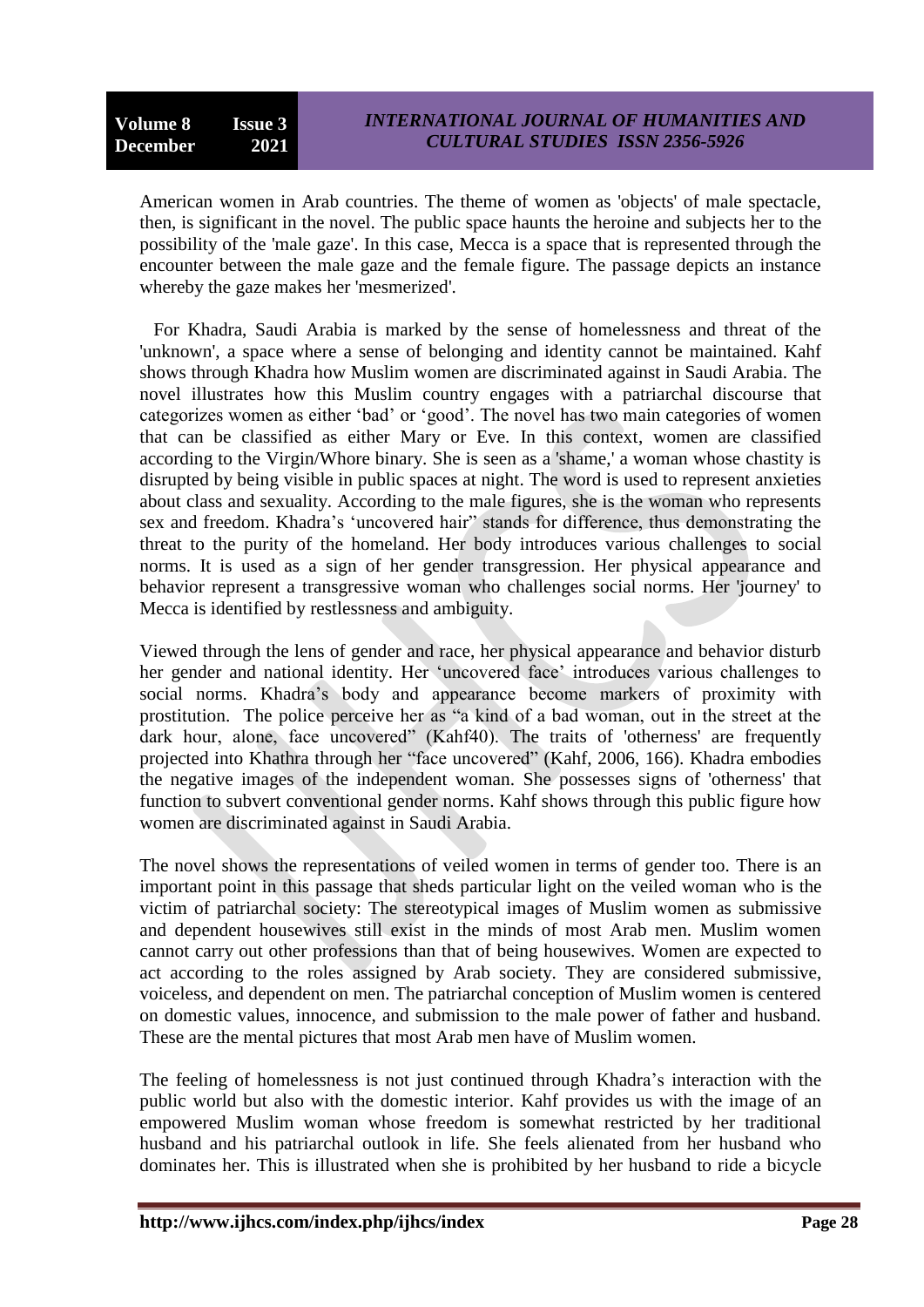American women in Arab countries. The theme of women as 'objects' of male spectacle, then, is significant in the novel. The public space haunts the heroine and subjects her to the possibility of the 'male gaze'. In this case, Mecca is a space that is represented through the encounter between the male gaze and the female figure. The passage depicts an instance whereby the gaze makes her 'mesmerized'.

For Khadra, Saudi Arabia is marked by the sense of homelessness and threat of the 'unknown', a space where a sense of belonging and identity cannot be maintained. Kahf shows through Khadra how Muslim women are discriminated against in Saudi Arabia. The novel illustrates how this Muslim country engages with a patriarchal discourse that categorizes women as either 'bad' or 'good'. The novel has two main categories of women that can be classified as either Mary or Eve. In this context, women are classified according to the Virgin/Whore binary. She is seen as a 'shame,' a woman whose chastity is disrupted by being visible in public spaces at night. The word is used to represent anxieties about class and sexuality. According to the male figures, she is the woman who represents sex and freedom. Khadra's 'uncovered hair" stands for difference, thus demonstrating the threat to the purity of the homeland. Her body introduces various challenges to social norms. It is used as a sign of her gender transgression. Her physical appearance and behavior represent a transgressive woman who challenges social norms. Her 'journey' to Mecca is identified by restlessness and ambiguity.

Viewed through the lens of gender and race, her physical appearance and behavior disturb her gender and national identity. Her 'uncovered face' introduces various challenges to social norms. Khadra's body and appearance become markers of proximity with prostitution. The police perceive her as "a kind of a bad woman, out in the street at the dark hour, alone, face uncovered" (Kahf40). The traits of 'otherness' are frequently projected into Khathra through her "face uncovered" (Kahf, 2006, 166). Khadra embodies the negative images of the independent woman. She possesses signs of 'otherness' that function to subvert conventional gender norms. Kahf shows through this public figure how women are discriminated against in Saudi Arabia.

The novel shows the representations of veiled women in terms of gender too. There is an important point in this passage that sheds particular light on the veiled woman who is the victim of patriarchal society: The stereotypical images of Muslim women as submissive and dependent housewives still exist in the minds of most Arab men. Muslim women cannot carry out other professions than that of being housewives. Women are expected to act according to the roles assigned by Arab society. They are considered submissive, voiceless, and dependent on men. The patriarchal conception of Muslim women is centered on domestic values, innocence, and submission to the male power of father and husband. These are the mental pictures that most Arab men have of Muslim women.

The feeling of homelessness is not just continued through Khadra's interaction with the public world but also with the domestic interior. Kahf provides us with the image of an empowered Muslim woman whose freedom is somewhat restricted by her traditional husband and his patriarchal outlook in life. She feels alienated from her husband who dominates her. This is illustrated when she is prohibited by her husband to ride a bicycle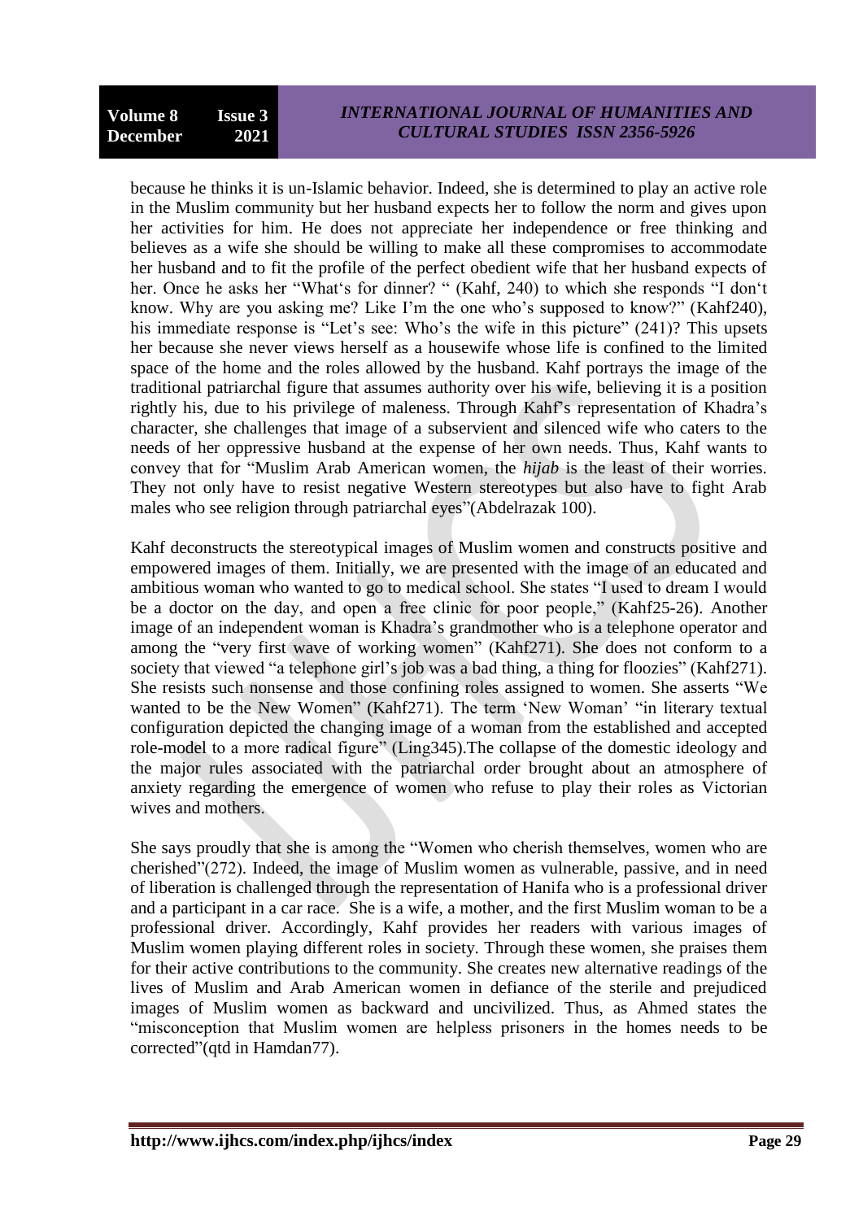because he thinks it is un-Islamic behavior. Indeed, she is determined to play an active role in the Muslim community but her husband expects her to follow the norm and gives upon her activities for him. He does not appreciate her independence or free thinking and believes as a wife she should be willing to make all these compromises to accommodate her husband and to fit the profile of the perfect obedient wife that her husband expects of her. Once he asks her "What's for dinner? " (Kahf, 240) to which she responds "I don't know. Why are you asking me? Like I'm the one who's supposed to know?" (Kahf240), his immediate response is "Let's see: Who's the wife in this picture" (241)? This upsets her because she never views herself as a housewife whose life is confined to the limited space of the home and the roles allowed by the husband. Kahf portrays the image of the traditional patriarchal figure that assumes authority over his wife, believing it is a position rightly his, due to his privilege of maleness. Through Kahf's representation of Khadra's character, she challenges that image of a subservient and silenced wife who caters to the needs of her oppressive husband at the expense of her own needs. Thus, Kahf wants to convey that for "Muslim Arab American women, the *hijab* is the least of their worries. They not only have to resist negative Western stereotypes but also have to fight Arab males who see religion through patriarchal eyes"(Abdelrazak 100).

Kahf deconstructs the stereotypical images of Muslim women and constructs positive and empowered images of them. Initially, we are presented with the image of an educated and ambitious woman who wanted to go to medical school. She states "I used to dream I would be a doctor on the day, and open a free clinic for poor people," (Kahf25-26). Another image of an independent woman is Khadra's grandmother who is a telephone operator and among the "very first wave of working women" (Kahf271). She does not conform to a society that viewed "a telephone girl's job was a bad thing, a thing for floozies" (Kahf271). She resists such nonsense and those confining roles assigned to women. She asserts "We wanted to be the New Women" (Kahf271). The term 'New Woman' "in literary textual configuration depicted the changing image of a woman from the established and accepted role-model to a more radical figure" (Ling345).The collapse of the domestic ideology and the major rules associated with the patriarchal order brought about an atmosphere of anxiety regarding the emergence of women who refuse to play their roles as Victorian wives and mothers.

She says proudly that she is among the "Women who cherish themselves, women who are cherished"(272). Indeed, the image of Muslim women as vulnerable, passive, and in need of liberation is challenged through the representation of Hanifa who is a professional driver and a participant in a car race. She is a wife, a mother, and the first Muslim woman to be a professional driver. Accordingly, Kahf provides her readers with various images of Muslim women playing different roles in society. Through these women, she praises them for their active contributions to the community. She creates new alternative readings of the lives of Muslim and Arab American women in defiance of the sterile and prejudiced images of Muslim women as backward and uncivilized. Thus, as Ahmed states the "misconception that Muslim women are helpless prisoners in the homes needs to be corrected"(qtd in Hamdan77).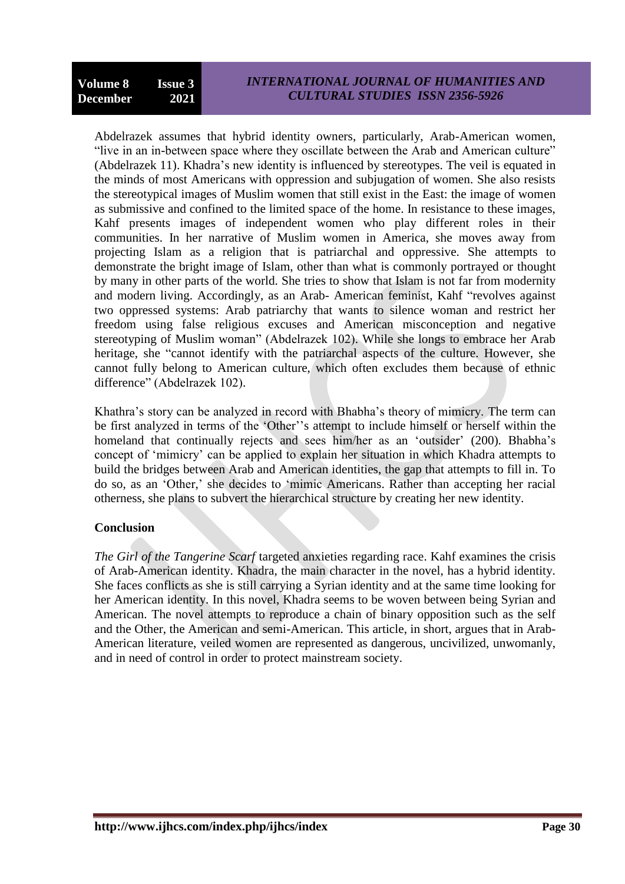Abdelrazek assumes that hybrid identity owners, particularly, Arab-American women, "live in an in-between space where they oscillate between the Arab and American culture" (Abdelrazek 11). Khadra's new identity is influenced by stereotypes. The veil is equated in the minds of most Americans with oppression and subjugation of women. She also resists the stereotypical images of Muslim women that still exist in the East: the image of women as submissive and confined to the limited space of the home. In resistance to these images, Kahf presents images of independent women who play different roles in their communities. In her narrative of Muslim women in America, she moves away from projecting Islam as a religion that is patriarchal and oppressive. She attempts to demonstrate the bright image of Islam, other than what is commonly portrayed or thought by many in other parts of the world. She tries to show that Islam is not far from modernity and modern living. Accordingly, as an Arab- American feminist, Kahf "revolves against two oppressed systems: Arab patriarchy that wants to silence woman and restrict her freedom using false religious excuses and American misconception and negative stereotyping of Muslim woman" (Abdelrazek 102). While she longs to embrace her Arab heritage, she "cannot identify with the patriarchal aspects of the culture. However, she cannot fully belong to American culture, which often excludes them because of ethnic difference" (Abdelrazek 102).

Khathra's story can be analyzed in record with Bhabha's theory of mimicry. The term can be first analyzed in terms of the 'Other''s attempt to include himself or herself within the homeland that continually rejects and sees him/her as an 'outsider' (200). Bhabha's concept of 'mimicry' can be applied to explain her situation in which Khadra attempts to build the bridges between Arab and American identities, the gap that attempts to fill in. To do so, as an 'Other,' she decides to 'mimic Americans. Rather than accepting her racial otherness, she plans to subvert the hierarchical structure by creating her new identity.

## Conclusion

*The Girl of the Tangerine Scarf* targeted anxieties regarding race. Kahf examines the crisis of Arab-American identity. Khadra, the main character in the novel, has a hybrid identity. She faces conflicts as she is still carrying a Syrian identity and at the same time looking for her American identity. In this novel, Khadra seems to be woven between being Syrian and American. The novel attempts to reproduce a chain of binary opposition such as the self and the Other, the American and semi-American. This article, in short, argues that in Arab-American literature, veiled women are represented as dangerous, uncivilized, unwomanly, and in need of control in order to protect mainstream society.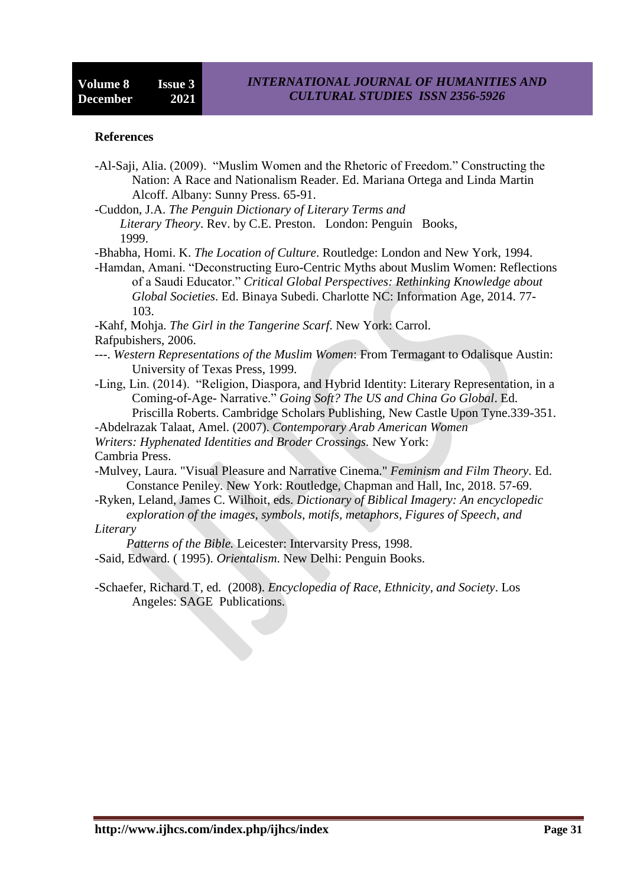## References

-Al-Saji, Alia. (2009). "Muslim Women and the Rhetoric of Freedom." Constructing the Nation: A Race and Nationalism Reader. Ed. Mariana Ortega and Linda Martin Alcoff. Albany: Sunny Press. 65-91.

-Cuddon, J.A. *The Penguin Dictionary of Literary Terms and Literary Theory*. Rev. by C.E. Preston. London: Penguin Books, 1999.

-Bhabha, Homi. K. *The Location of Culture*. Routledge: London and New York, 1994.

-Hamdan, Amani. "Deconstructing Euro-Centric Myths about Muslim Women: Reflections of a Saudi Educator." *Critical Global Perspectives: Rethinking Knowledge about Global Societies*. Ed. Binaya Subedi. Charlotte NC: Information Age, 2014. 77-103.

-Kahf, Mohja. *The Girl in the Tangerine Scarf*. New York: Carrol. Rafpubishers, 2006.

---. *Western Representations of the Muslim Women*: From Termagant to Odalisque Austin: University of Texas Press, 1999.

-Ling, Lin. (2014). "Religion, Diaspora, and Hybrid Identity: Literary Representation, in a Coming-of-Age- Narrative." *Going Soft? The US and China Go Global*. Ed. Priscilla Roberts. Cambridge Scholars Publishing, New Castle Upon Tyne.339-351.

-Abdelrazak Talaat, Amel. (2007). *Contemporary Arab American Women Writers: Hyphenated Identities and Broder Crossings.* New York: Cambria Press.

-Mulvey, Laura. "Visual Pleasure and Narrative Cinema." *Feminism and Film Theory*. Ed. Constance Peniley. New York: Routledge, Chapman and Hall, Inc, 2018. 57-69.

-Ryken, Leland, James C. Wilhoit, eds. *Dictionary of Biblical Imagery: An encyclopedic exploration of the images, symbols, motifs, metaphors, Figures of Speech, and Literary Patterns of the Bible.* Leicester: Intervarsity Press, 1998.

-Said, Edward. ( 1995). *Orientalism*. New Delhi: Penguin Books.

-Schaefer, Richard T, ed. (2008). *Encyclopedia of Race, Ethnicity, and Society*. Los Angeles: SAGE Publications.